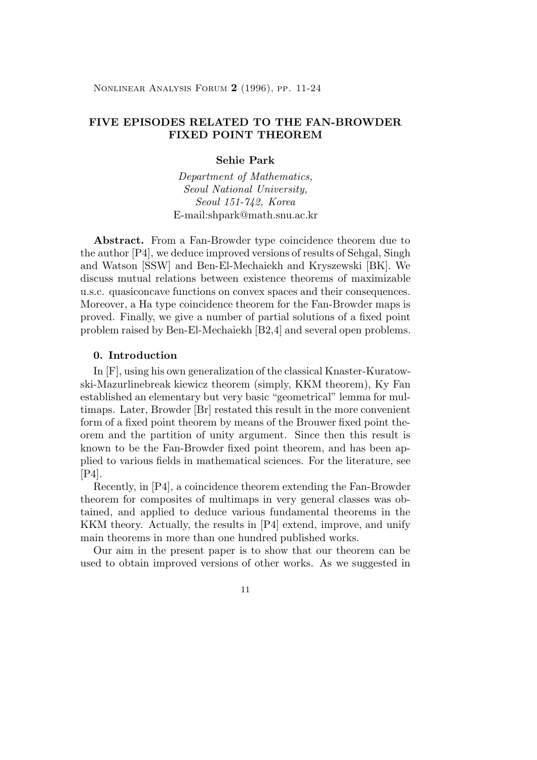# FIVE EPISODES RELATED TO THE FAN-BROWDER FIXED POINT THEOREM

**Sehie Park**

*Department of Mathematics,*
*Seoul National University,*
*Seoul 151-742, Korea*
E-mail:shpark@math.snu.ac.kr

**Abstract.** From a Fan-Browder type coincidence theorem due to the author [P4], we deduce improved versions of results of Sehgal, Singh and Watson [SSW] and Ben-El-Mechaiekh and Kryszewski [BK]. We discuss mutual relations between existence theorems of maximizable u.s.c. quasiconcave functions on convex spaces and their consequences. Moreover, a Ha type coincidence theorem for the Fan-Browder maps is proved. Finally, we give a number of partial solutions of a fixed point problem raised by Ben-El-Mechaiekh [B2,4] and several open problems.

### 0. Introduction

In [F], using his own generalization of the classical Knaster-Kuratowski-Mazurlinebreak kiewicz theorem (simply, KKM theorem), Ky Fan established an elementary but very basic "geometrical" lemma for multimaps. Later, Browder [Br] restated this result in the more convenient form of a fixed point theorem by means of the Brouwer fixed point theorem and the partition of unity argument. Since then this result is known to be the Fan-Browder fixed point theorem, and has been applied to various fields in mathematical sciences. For the literature, see [P4].

Recently, in [P4], a coincidence theorem extending the Fan-Browder theorem for composites of multimaps in very general classes was obtained, and applied to deduce various fundamental theorems in the KKM theory. Actually, the results in [P4] extend, improve, and unify main theorems in more than one hundred published works.

Our aim in the present paper is to show that our theorem can be used to obtain improved versions of other works. As we suggested in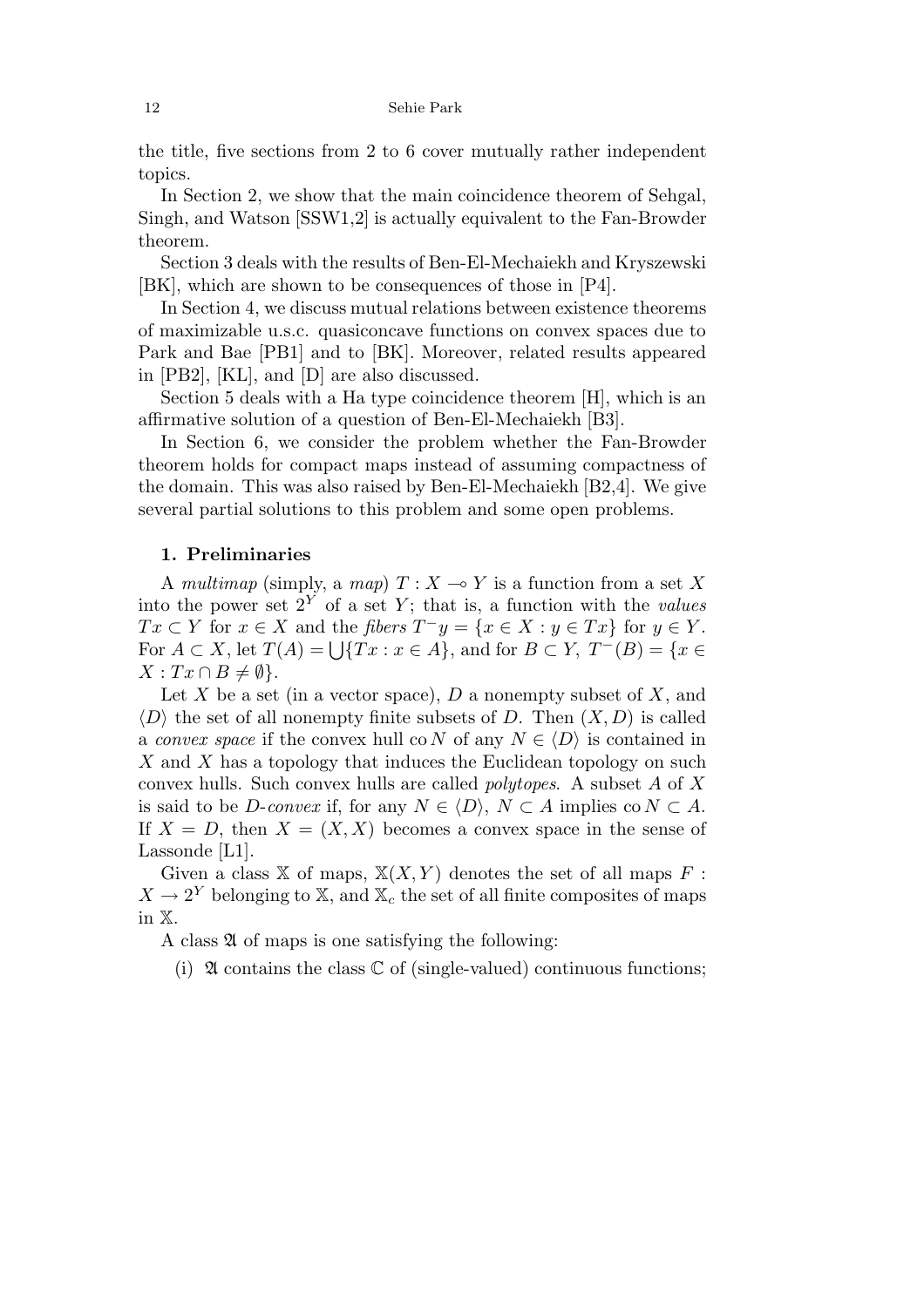the title, five sections from 2 to 6 cover mutually rather independent topics.

In Section 2, we show that the main coincidence theorem of Sehgal, Singh, and Watson [SSW1,2] is actually equivalent to the Fan-Browder theorem.

Section 3 deals with the results of Ben-El-Mechaiekh and Kryszewski [BK], which are shown to be consequences of those in [P4].

In Section 4, we discuss mutual relations between existence theorems of maximizable u.s.c. quasiconcave functions on convex spaces due to Park and Bae [PB1] and to [BK]. Moreover, related results appeared in [PB2], [KL], and [D] are also discussed.

Section 5 deals with a Ha type coincidence theorem [H], which is an affirmative solution of a question of Ben-El-Mechaiekh [B3].

In Section 6, we consider the problem whether the Fan-Browder theorem holds for compact maps instead of assuming compactness of the domain. This was also raised by Ben-El-Mechaiekh [B2,4]. We give several partial solutions to this problem and some open problems.

## 1. Preliminaries

A *multimap* (simply, a *map*) $T : X \multimap Y$ is a function from a set $X$ into the power set $2^Y$ of a set $Y$; that is, a function with the *values* $Tx \subset Y$ for $x \in X$ and the *fibers* $T^- y = \{x \in X : y \in Tx\}$ for $y \in Y$. For $A \subset X$, let $T(A) = \bigcup\{Tx : x \in A\}$, and for $B \subset Y$, $T^-(B) = \{x \in X : Tx \cap B \neq \emptyset\}$.

Let $X$ be a set (in a vector space), $D$ a nonempty subset of $X$, and $\langle D \rangle$ the set of all nonempty finite subsets of $D$. Then $(X, D)$ is called a *convex space* if the convex hull $\operatorname{co} N$ of any $N \in \langle D \rangle$ is contained in $X$ and $X$ has a topology that induces the Euclidean topology on such convex hulls. Such convex hulls are called *polytopes*. A subset $A$ of $X$ is said to be *$D$-convex* if, for any $N \in \langle D \rangle$, $N \subset A$ implies $\operatorname{co} N \subset A$. If $X = D$, then $X = (X, X)$ becomes a convex space in the sense of Lassonde [L1].

Given a class $\mathbb{X}$ of maps, $\mathbb{X}(X, Y)$ denotes the set of all maps $F : X \to 2^Y$ belonging to $\mathbb{X}$, and $\mathbb{X}_c$ the set of all finite composites of maps in $\mathbb{X}$.

A class $\mathfrak{A}$ of maps is one satisfying the following:

(i) $\mathfrak{A}$ contains the class $\mathbb{C}$ of (single-valued) continuous functions;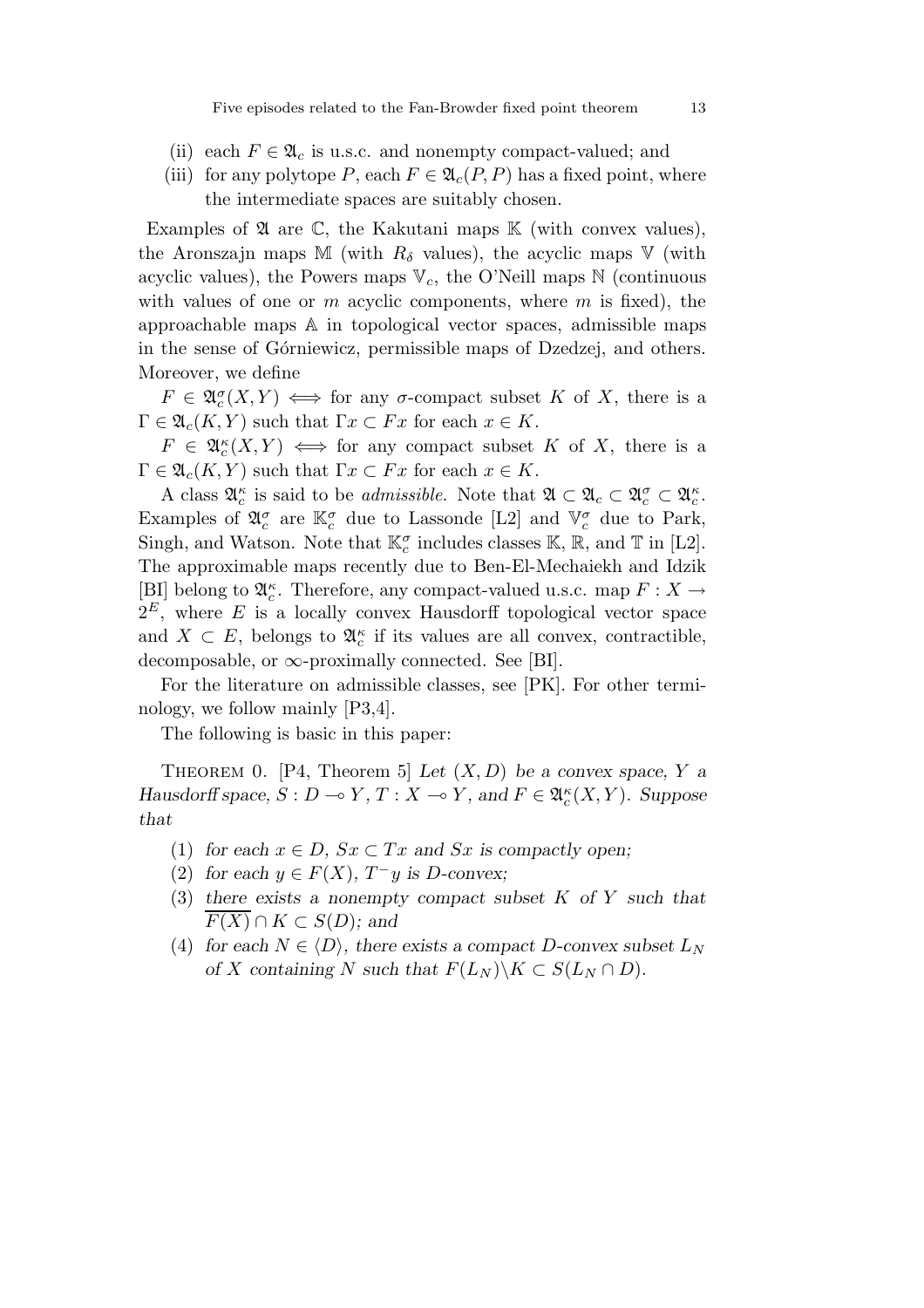(ii) each $F \in \mathfrak{A}_c$ is u.s.c. and nonempty compact-valued; and

(iii) for any polytope $P$, each $F \in \mathfrak{A}_c(P, P)$ has a fixed point, where the intermediate spaces are suitably chosen.

Examples of $\mathfrak{A}$ are $\mathbb{C}$, the Kakutani maps $\mathbb{K}$ (with convex values), the Aronszajn maps $\mathbb{M}$ (with $R_\delta$ values), the acyclic maps $\mathbb{V}$ (with acyclic values), the Powers maps $\mathbb{V}_c$, the O'Neill maps $\mathbb{N}$ (continuous with values of one or $m$ acyclic components, where $m$ is fixed), the approachable maps $\mathbb{A}$ in topological vector spaces, admissible maps in the sense of Górniewicz, permissible maps of Dzedzej, and others. Moreover, we define

$F \in \mathfrak{A}_c^\sigma(X, Y) \iff$ for any $\sigma$-compact subset $K$ of $X$, there is a $\Gamma \in \mathfrak{A}_c(K, Y)$ such that $\Gamma x \subset Fx$ for each $x \in K$.

$F \in \mathfrak{A}_c^\kappa(X, Y) \iff$ for any compact subset $K$ of $X$, there is a $\Gamma \in \mathfrak{A}_c(K, Y)$ such that $\Gamma x \subset Fx$ for each $x \in K$.

A class $\mathfrak{A}_c^\kappa$ is said to be *admissible*. Note that $\mathfrak{A} \subset \mathfrak{A}_c \subset \mathfrak{A}_c^\sigma \subset \mathfrak{A}_c^\kappa$. Examples of $\mathfrak{A}_c^\sigma$ are $\mathbb{K}_c^\sigma$ due to Lassonde [L2] and $\mathbb{V}_c^\sigma$ due to Park, Singh, and Watson. Note that $\mathbb{K}_c^\sigma$ includes classes $\mathbb{K}$, $\mathbb{R}$, and $\mathbb{T}$ in [L2]. The approximable maps recently due to Ben-El-Mechaiekh and Idzik [BI] belong to $\mathfrak{A}_c^\kappa$. Therefore, any compact-valued u.s.c. map $F : X \to 2^E$, where $E$ is a locally convex Hausdorff topological vector space and $X \subset E$, belongs to $\mathfrak{A}_c^\kappa$ if its values are all convex, contractible, decomposable, or $\infty$-proximally connected. See [BI].

For the literature on admissible classes, see [PK]. For other terminology, we follow mainly [P3,4].

The following is basic in this paper:

THEOREM 0. [P4, Theorem 5] *Let $(X, D)$ be a convex space, $Y$ a Hausdorff space, $S : D \multimap Y$, $T : X \multimap Y$, and $F \in \mathfrak{A}_c^\kappa(X, Y)$. Suppose that*

(1) *for each $x \in D$, $Sx \subset Tx$ and $Sx$ is compactly open;*

(2) *for each $y \in F(X)$, $T^- y$ is $D$-convex;*

(3) *there exists a nonempty compact subset $K$ of $Y$ such that $\overline{F(X)} \cap K \subset S(D)$; and*

(4) *for each $N \in \langle D \rangle$, there exists a compact $D$-convex subset $L_N$ of $X$ containing $N$ such that $F(L_N) \backslash K \subset S(L_N \cap D)$.*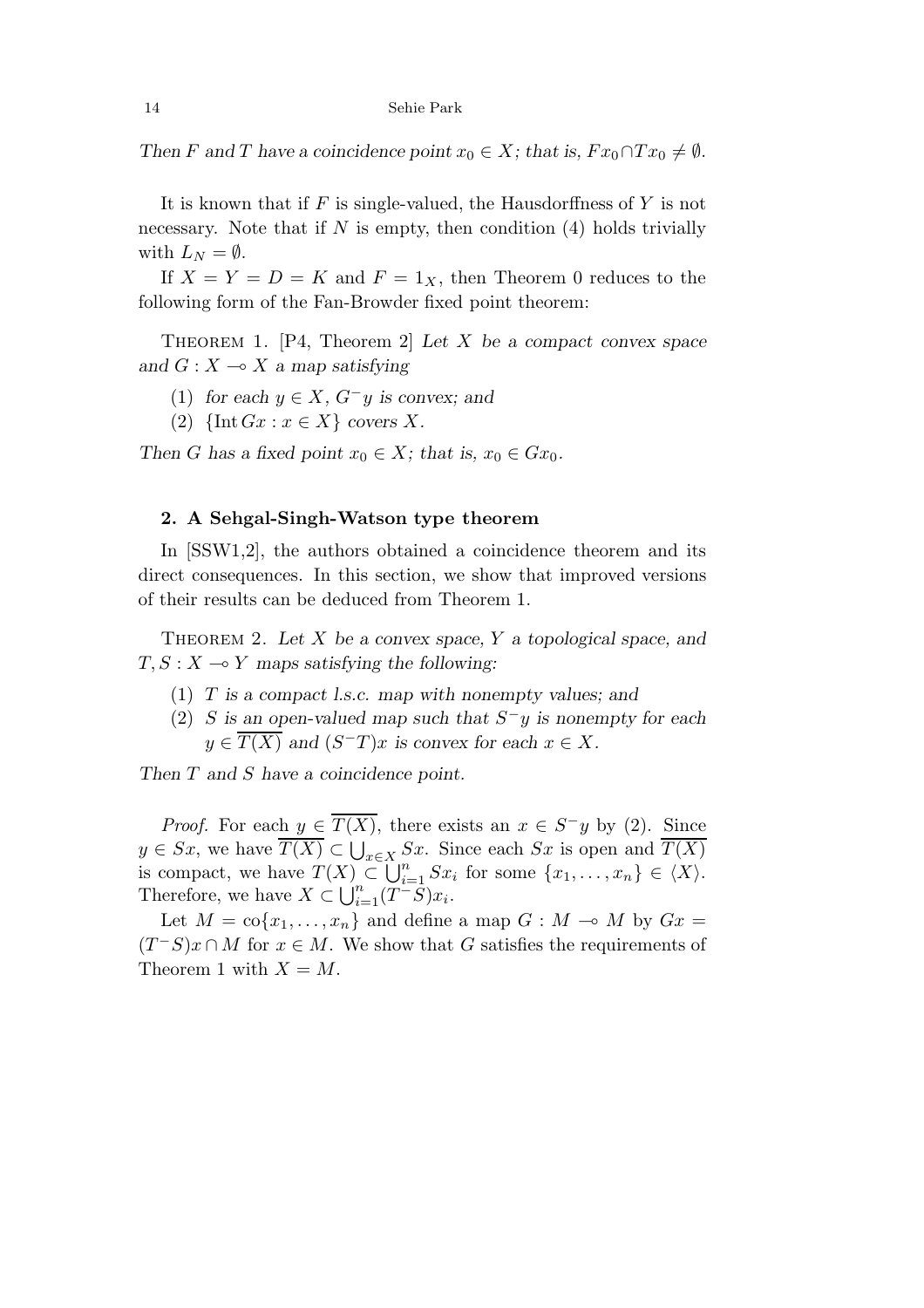*Then $F$ and $T$ have a coincidence point $x_0 \in X$; that is, $Fx_0 \cap Tx_0 \neq \emptyset$.*

It is known that if $F$ is single-valued, the Hausdorffness of $Y$ is not necessary. Note that if $N$ is empty, then condition (4) holds trivially with $L_N = \emptyset$.

If $X = Y = D = K$ and $F = 1_X$, then Theorem 0 reduces to the following form of the Fan-Browder fixed point theorem:

Theorem 1. [P4, Theorem 2] *Let $X$ be a compact convex space and $G : X \multimap X$ a map satisfying*

1. *for each $y \in X$, $G^{-}y$ is convex; and*
2. *$\{\operatorname{Int} Gx : x \in X\}$ covers $X$.*

*Then $G$ has a fixed point $x_0 \in X$; that is, $x_0 \in Gx_0$.*

## 2. A Sehgal-Singh-Watson type theorem

In [SSW1,2], the authors obtained a coincidence theorem and its direct consequences. In this section, we show that improved versions of their results can be deduced from Theorem 1.

Theorem 2. *Let $X$ be a convex space, $Y$ a topological space, and $T, S : X \multimap Y$ maps satisfying the following:*

1. *$T$ is a compact l.s.c. map with nonempty values; and*
2. *$S$ is an open-valued map such that $S^{-}y$ is nonempty for each $y \in \overline{T(X)}$ and $(S^{-}T)x$ is convex for each $x \in X$.*

*Then $T$ and $S$ have a coincidence point.*

*Proof.* For each $y \in \overline{T(X)}$, there exists an $x \in S^{-}y$ by (2). Since $y \in Sx$, we have $\overline{T(X)} \subset \bigcup_{x \in X} Sx$. Since each $Sx$ is open and $\overline{T(X)}$ is compact, we have $T(X) \subset \bigcup_{i=1}^{n} Sx_i$ for some $\{x_1, \ldots, x_n\} \in \langle X \rangle$. Therefore, we have $X \subset \bigcup_{i=1}^{n} (T^{-}S)x_i$.

Let $M = \operatorname{co}\{x_1, \ldots, x_n\}$ and define a map $G : M \multimap M$ by $Gx = (T^{-}S)x \cap M$ for $x \in M$. We show that $G$ satisfies the requirements of Theorem 1 with $X = M$.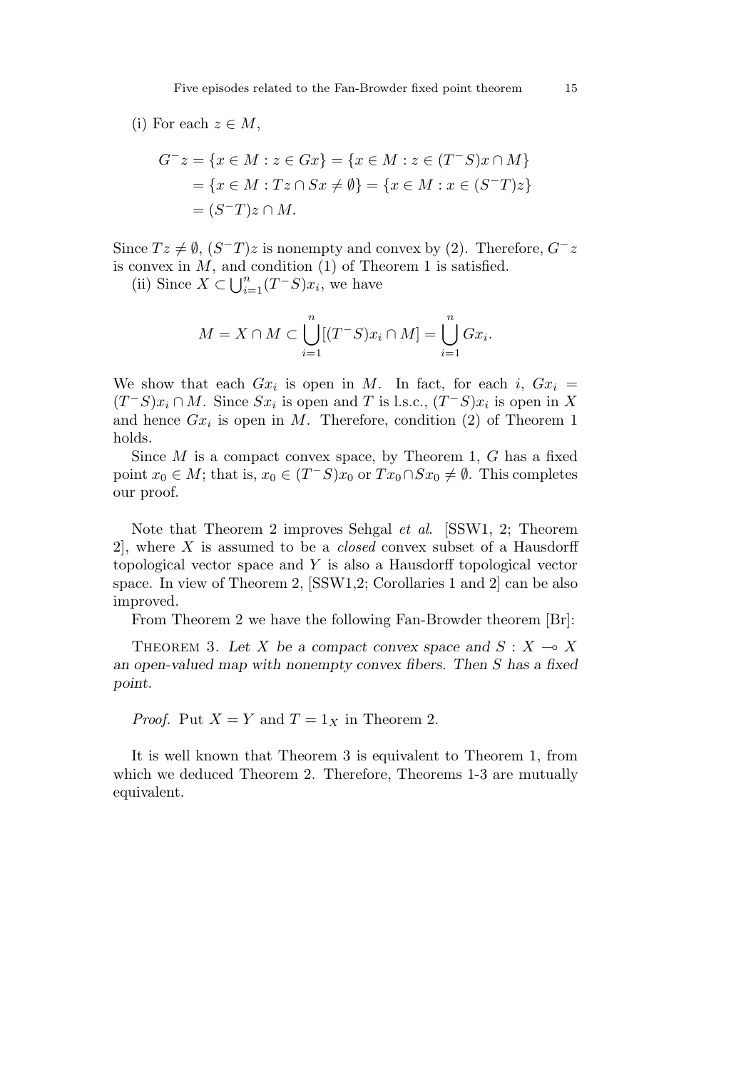(i) For each $z \in M$,

$$
\begin{aligned}
G^- z &= \{x \in M : z \in Gx\} = \{x \in M : z \in (T^- S)x \cap M\} \\
&= \{x \in M : Tz \cap Sx \neq \emptyset\} = \{x \in M : x \in (S^- T)z\} \\
&= (S^- T)z \cap M.
\end{aligned}
$$

Since $Tz \neq \emptyset$, $(S^- T)z$ is nonempty and convex by (2). Therefore, $G^- z$ is convex in $M$, and condition (1) of Theorem 1 is satisfied.

(ii) Since $X \subset \bigcup_{i=1}^{n} (T^- S)x_i$, we have

$$
M = X \cap M \subset \bigcup_{i=1}^{n} [(T^- S)x_i \cap M] = \bigcup_{i=1}^{n} Gx_i.
$$

We show that each $Gx_i$ is open in $M$. In fact, for each $i$, $Gx_i = (T^- S)x_i \cap M$. Since $Sx_i$ is open and $T$ is l.s.c., $(T^- S)x_i$ is open in $X$ and hence $Gx_i$ is open in $M$. Therefore, condition (2) of Theorem 1 holds.

Since $M$ is a compact convex space, by Theorem 1, $G$ has a fixed point $x_0 \in M$; that is, $x_0 \in (T^- S)x_0$ or $Tx_0 \cap Sx_0 \neq \emptyset$. This completes our proof.

Note that Theorem 2 improves Sehgal *et al*. [SSW1, 2; Theorem 2], where $X$ is assumed to be a *closed* convex subset of a Hausdorff topological vector space and $Y$ is also a Hausdorff topological vector space. In view of Theorem 2, [SSW1,2; Corollaries 1 and 2] can be also improved.

From Theorem 2 we have the following Fan-Browder theorem [Br]:

THEOREM 3. *Let $X$ be a compact convex space and $S : X \multimap X$ an open-valued map with nonempty convex fibers. Then $S$ has a fixed point.*

*Proof.* Put $X = Y$ and $T = 1_X$ in Theorem 2.

It is well known that Theorem 3 is equivalent to Theorem 1, from which we deduced Theorem 2. Therefore, Theorems 1-3 are mutually equivalent.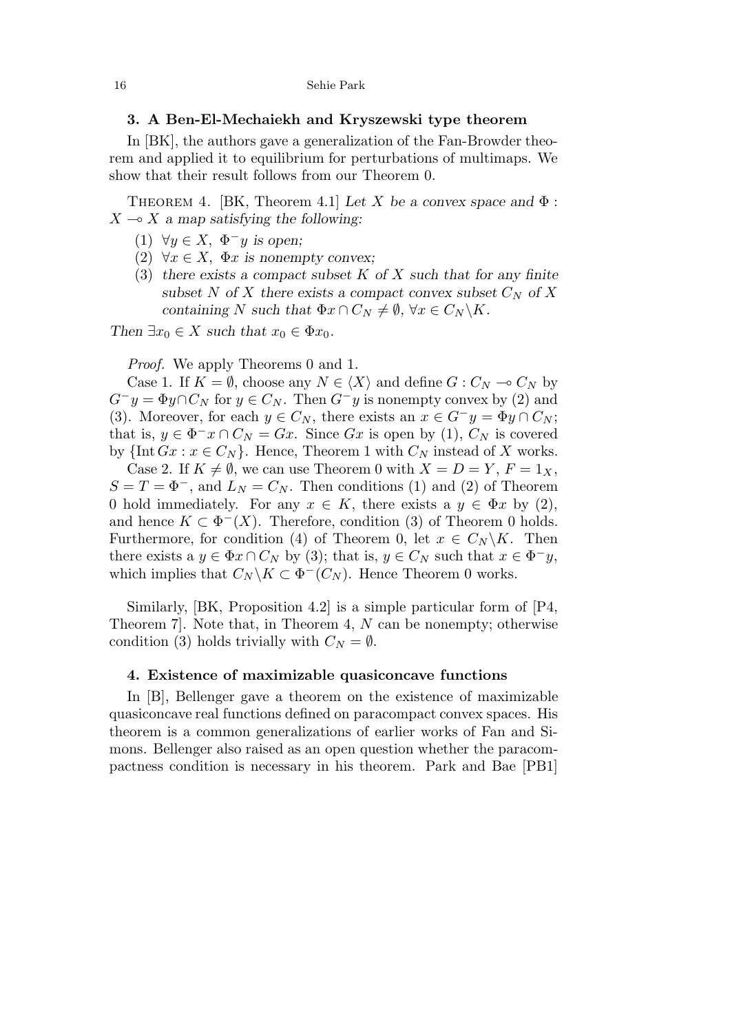### 3. A Ben-El-Mechaiekh and Kryszewski type theorem

In [BK], the authors gave a generalization of the Fan-Browder theorem and applied it to equilibrium for perturbations of multimaps. We show that their result follows from our Theorem 0.

THEOREM 4. [BK, Theorem 4.1] *Let $X$ be a convex space and $\Phi : X \multimap X$ a map satisfying the following:*

1. *$\forall y \in X$, $\Phi^- y$ is open;*
2. *$\forall x \in X$, $\Phi x$ is nonempty convex;*
3. *there exists a compact subset $K$ of $X$ such that for any finite subset $N$ of $X$ there exists a compact convex subset $C_N$ of $X$ containing $N$ such that $\Phi x \cap C_N \neq \emptyset$, $\forall x \in C_N \backslash K$.*

*Then $\exists x_0 \in X$ such that $x_0 \in \Phi x_0$.*

*Proof.* We apply Theorems 0 and 1.

Case 1. If $K = \emptyset$, choose any $N \in \langle X \rangle$ and define $G : C_N \multimap C_N$ by $G^- y = \Phi y \cap C_N$ for $y \in C_N$. Then $G^- y$ is nonempty convex by (2) and (3). Moreover, for each $y \in C_N$, there exists an $x \in G^- y = \Phi y \cap C_N$; that is, $y \in \Phi^- x \cap C_N = Gx$. Since $Gx$ is open by (1), $C_N$ is covered by $\{\operatorname{Int} Gx : x \in C_N\}$. Hence, Theorem 1 with $C_N$ instead of $X$ works.

Case 2. If $K \neq \emptyset$, we can use Theorem 0 with $X = D = Y$, $F = 1_X$, $S = T = \Phi^-$, and $L_N = C_N$. Then conditions (1) and (2) of Theorem 0 hold immediately. For any $x \in K$, there exists a $y \in \Phi x$ by (2), and hence $K \subset \Phi^-(X)$. Therefore, condition (3) of Theorem 0 holds. Furthermore, for condition (4) of Theorem 0, let $x \in C_N \backslash K$. Then there exists a $y \in \Phi x \cap C_N$ by (3); that is, $y \in C_N$ such that $x \in \Phi^- y$, which implies that $C_N \backslash K \subset \Phi^-(C_N)$. Hence Theorem 0 works.

Similarly, [BK, Proposition 4.2] is a simple particular form of [P4, Theorem 7]. Note that, in Theorem 4, $N$ can be nonempty; otherwise condition (3) holds trivially with $C_N = \emptyset$.

### 4. Existence of maximizable quasiconcave functions

In [B], Bellenger gave a theorem on the existence of maximizable quasiconcave real functions defined on paracompact convex spaces. His theorem is a common generalizations of earlier works of Fan and Simons. Bellenger also raised as an open question whether the paracompactness condition is necessary in his theorem. Park and Bae [PB1]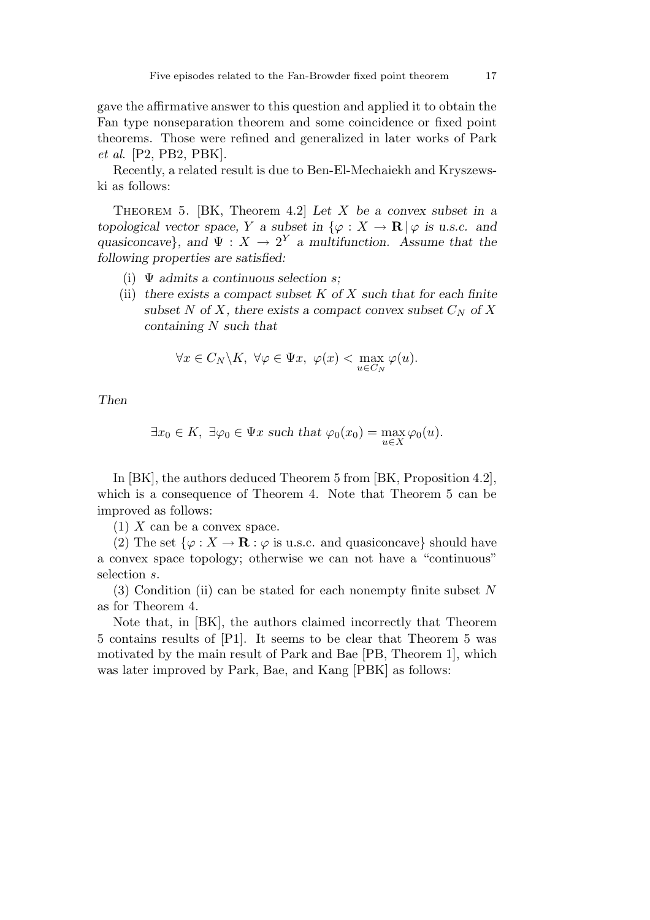gave the affirmative answer to this question and applied it to obtain the Fan type nonseparation theorem and some coincidence or fixed point theorems. Those were refined and generalized in later works of Park *et al*. [P2, PB2, PBK].

Recently, a related result is due to Ben-El-Mechaiekh and Kryszewski as follows:

Theorem 5. [BK, Theorem 4.2] *Let $X$ be a convex subset in a topological vector space, $Y$ a subset in $\{\varphi : X \to \mathbf{R} \,|\, \varphi$ is u.s.c. and quasiconcave$\}$, and $\Psi : X \to 2^Y$ a multifunction. Assume that the following properties are satisfied:*

(i) *$\Psi$ admits a continuous selection $s$;*

(ii) *there exists a compact subset $K$ of $X$ such that for each finite subset $N$ of $X$, there exists a compact convex subset $C_N$ of $X$ containing $N$ such that*

$$\forall x \in C_N \backslash K,\ \forall \varphi \in \Psi x,\ \varphi(x) < \max_{u \in C_N} \varphi(u).$$

*Then*

$$\exists x_0 \in K,\ \exists \varphi_0 \in \Psi x \text{ such that } \varphi_0(x_0) = \max_{u \in X} \varphi_0(u).$$

In [BK], the authors deduced Theorem 5 from [BK, Proposition 4.2], which is a consequence of Theorem 4. Note that Theorem 5 can be improved as follows:

(1) $X$ can be a convex space.

(2) The set $\{\varphi : X \to \mathbf{R} : \varphi$ is u.s.c. and quasiconcave$\}$ should have a convex space topology; otherwise we can not have a "continuous" selection $s$.

(3) Condition (ii) can be stated for each nonempty finite subset $N$ as for Theorem 4.

Note that, in [BK], the authors claimed incorrectly that Theorem 5 contains results of [P1]. It seems to be clear that Theorem 5 was motivated by the main result of Park and Bae [PB, Theorem 1], which was later improved by Park, Bae, and Kang [PBK] as follows: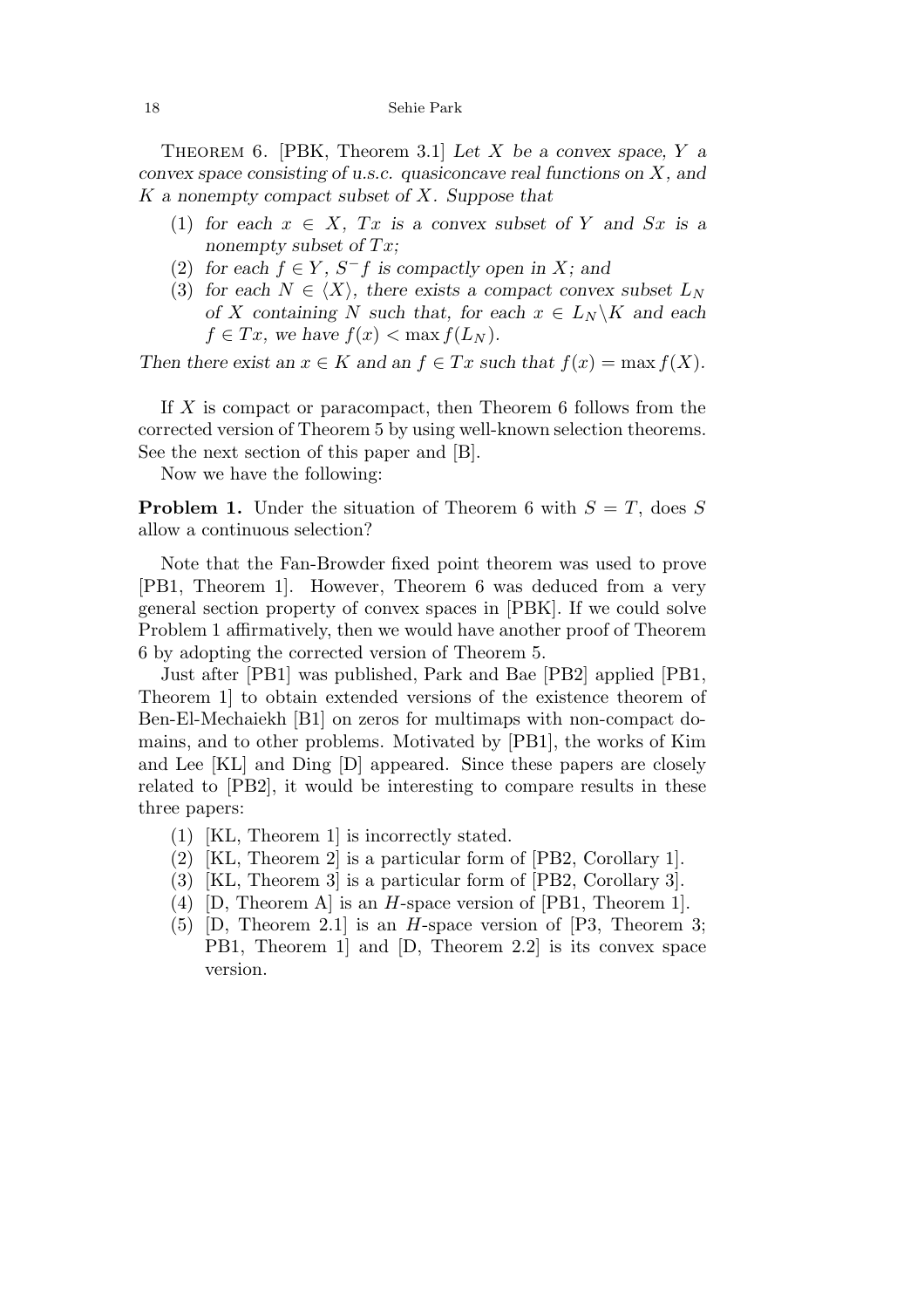THEOREM 6. [PBK, Theorem 3.1] *Let $X$ be a convex space, $Y$ a convex space consisting of u.s.c. quasiconcave real functions on $X$, and $K$ a nonempty compact subset of $X$. Suppose that*

1. *for each $x \in X$, $Tx$ is a convex subset of $Y$ and $Sx$ is a nonempty subset of $Tx$;*
2. *for each $f \in Y$, $S^- f$ is compactly open in $X$; and*
3. *for each $N \in \langle X \rangle$, there exists a compact convex subset $L_N$ of $X$ containing $N$ such that, for each $x \in L_N \backslash K$ and each $f \in Tx$, we have $f(x) < \max f(L_N)$.*

*Then there exist an $x \in K$ and an $f \in Tx$ such that $f(x) = \max f(X)$.*

If $X$ is compact or paracompact, then Theorem 6 follows from the corrected version of Theorem 5 by using well-known selection theorems. See the next section of this paper and [B].

Now we have the following:

**Problem 1.** Under the situation of Theorem 6 with $S = T$, does $S$ allow a continuous selection?

Note that the Fan-Browder fixed point theorem was used to prove [PB1, Theorem 1]. However, Theorem 6 was deduced from a very general section property of convex spaces in [PBK]. If we could solve Problem 1 affirmatively, then we would have another proof of Theorem 6 by adopting the corrected version of Theorem 5.

Just after [PB1] was published, Park and Bae [PB2] applied [PB1, Theorem 1] to obtain extended versions of the existence theorem of Ben-El-Mechaiekh [B1] on zeros for multimaps with non-compact domains, and to other problems. Motivated by [PB1], the works of Kim and Lee [KL] and Ding [D] appeared. Since these papers are closely related to [PB2], it would be interesting to compare results in these three papers:

1. [KL, Theorem 1] is incorrectly stated.
2. [KL, Theorem 2] is a particular form of [PB2, Corollary 1].
3. [KL, Theorem 3] is a particular form of [PB2, Corollary 3].
4. [D, Theorem A] is an $H$-space version of [PB1, Theorem 1].
5. [D, Theorem 2.1] is an $H$-space version of [P3, Theorem 3; PB1, Theorem 1] and [D, Theorem 2.2] is its convex space version.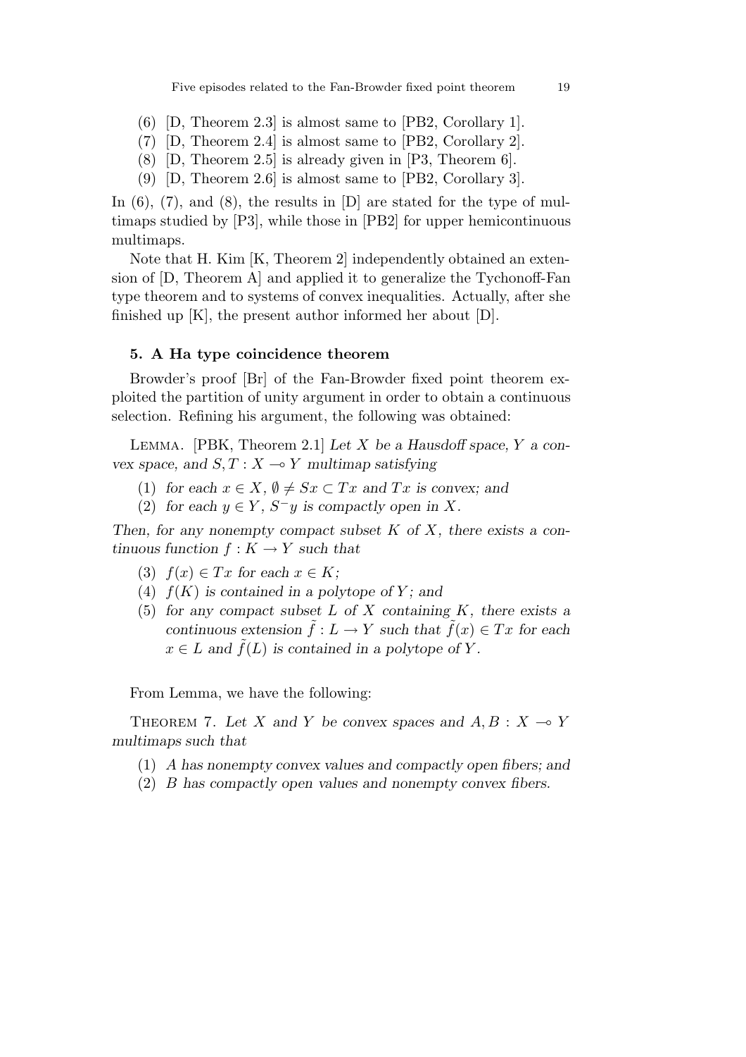(6) [D, Theorem 2.3] is almost same to [PB2, Corollary 1].

(7) [D, Theorem 2.4] is almost same to [PB2, Corollary 2].

(8) [D, Theorem 2.5] is already given in [P3, Theorem 6].

(9) [D, Theorem 2.6] is almost same to [PB2, Corollary 3].

In (6), (7), and (8), the results in [D] are stated for the type of multimaps studied by [P3], while those in [PB2] for upper hemicontinuous multimaps.

Note that H. Kim [K, Theorem 2] independently obtained an extension of [D, Theorem A] and applied it to generalize the Tychonoff-Fan type theorem and to systems of convex inequalities. Actually, after she finished up [K], the present author informed her about [D].

### 5. A Ha type coincidence theorem

Browder's proof [Br] of the Fan-Browder fixed point theorem exploited the partition of unity argument in order to obtain a continuous selection. Refining his argument, the following was obtained:

Lemma. [PBK, Theorem 2.1] *Let $X$ be a Hausdoff space, $Y$ a convex space, and $S, T : X \multimap Y$ multimap satisfying*

(1) *for each $x \in X$, $\emptyset \neq Sx \subset Tx$ and $Tx$ is convex; and*

(2) *for each $y \in Y$, $S^{-}y$ is compactly open in $X$.*

*Then, for any nonempty compact subset $K$ of $X$, there exists a continuous function $f : K \to Y$ such that*

(3) *$f(x) \in Tx$ for each $x \in K$;*

(4) *$f(K)$ is contained in a polytope of $Y$; and*

(5) *for any compact subset $L$ of $X$ containing $K$, there exists a continuous extension $\tilde{f} : L \to Y$ such that $\tilde{f}(x) \in Tx$ for each $x \in L$ and $\tilde{f}(L)$ is contained in a polytope of $Y$.*

From Lemma, we have the following:

Theorem 7. *Let $X$ and $Y$ be convex spaces and $A, B : X \multimap Y$ multimaps such that*

(1) *$A$ has nonempty convex values and compactly open fibers; and*

(2) *$B$ has compactly open values and nonempty convex fibers.*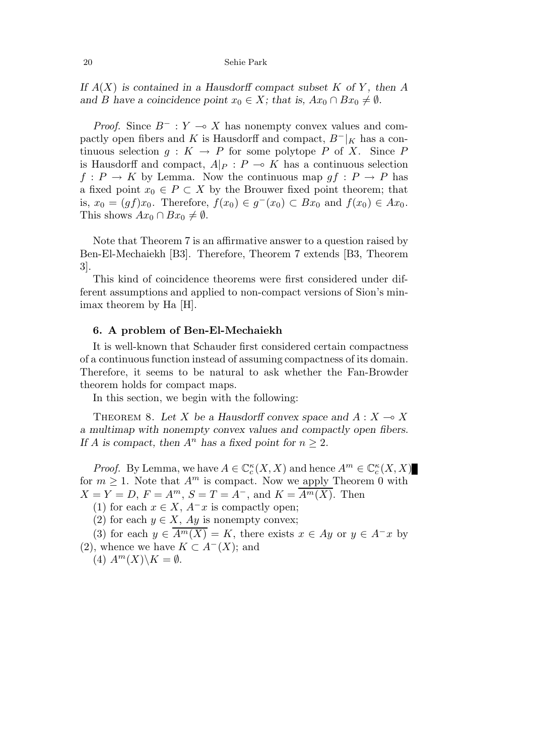*If $A(X)$ is contained in a Hausdorff compact subset $K$ of $Y$, then $A$ and $B$ have a coincidence point $x_0 \in X$; that is, $Ax_0 \cap Bx_0 \neq \emptyset$.*

*Proof.* Since $B^- : Y \multimap X$ has nonempty convex values and compactly open fibers and $K$ is Hausdorff and compact, $B^-|_K$ has a continuous selection $g : K \to P$ for some polytope $P$ of $X$. Since $P$ is Hausdorff and compact, $A|_P : P \multimap K$ has a continuous selection $f : P \to K$ by Lemma. Now the continuous map $gf : P \to P$ has a fixed point $x_0 \in P \subset X$ by the Brouwer fixed point theorem; that is, $x_0 = (gf)x_0$. Therefore, $f(x_0) \in g^-(x_0) \subset Bx_0$ and $f(x_0) \in Ax_0$. This shows $Ax_0 \cap Bx_0 \neq \emptyset$.

Note that Theorem 7 is an affirmative answer to a question raised by Ben-El-Mechaiekh [B3]. Therefore, Theorem 7 extends [B3, Theorem 3].

This kind of coincidence theorems were first considered under different assumptions and applied to non-compact versions of Sion's minimax theorem by Ha [H].

## 6. A problem of Ben-El-Mechaiekh

It is well-known that Schauder first considered certain compactness of a continuous function instead of assuming compactness of its domain. Therefore, it seems to be natural to ask whether the Fan-Browder theorem holds for compact maps.

In this section, we begin with the following:

THEOREM 8. *Let $X$ be a Hausdorff convex space and $A : X \multimap X$ a multimap with nonempty convex values and compactly open fibers. If $A$ is compact, then $A^n$ has a fixed point for $n \geq 2$.*

*Proof.* By Lemma, we have $A \in \mathbb{C}_c^\kappa(X, X)$ and hence $A^m \in \mathbb{C}_c^\kappa(X, X)$ for $m \geq 1$. Note that $A^m$ is compact. Now we apply Theorem 0 with $X = Y = D$, $F = A^m$, $S = T = A^-$, and $K = \overline{A^m(X)}$. Then

(1) for each $x \in X$, $A^- x$ is compactly open;

(2) for each $y \in X$, $Ay$ is nonempty convex;

(3) for each $y \in \overline{A^m(X)} = K$, there exists $x \in Ay$ or $y \in A^- x$ by (2), whence we have $K \subset A^-(X)$; and

(4) $A^m(X) \backslash K = \emptyset$.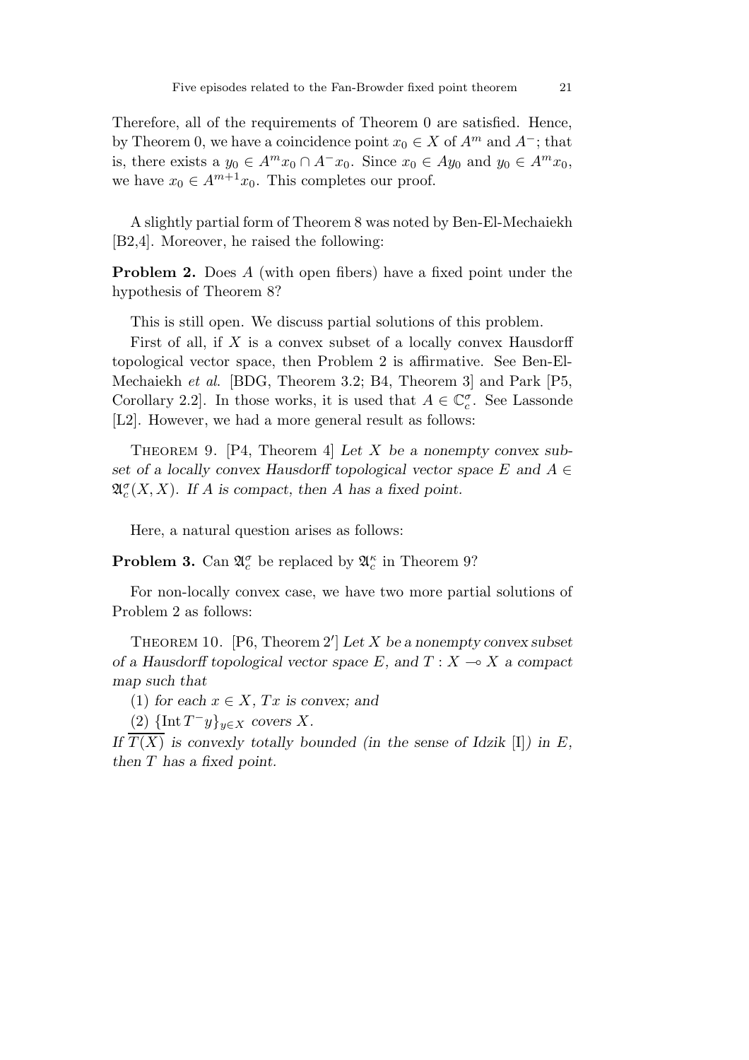Therefore, all of the requirements of Theorem 0 are satisfied. Hence, by Theorem 0, we have a coincidence point $x_0 \in X$ of $A^m$ and $A^-$; that is, there exists a $y_0 \in A^m x_0 \cap A^- x_0$. Since $x_0 \in Ay_0$ and $y_0 \in A^m x_0$, we have $x_0 \in A^{m+1} x_0$. This completes our proof.

A slightly partial form of Theorem 8 was noted by Ben-El-Mechaiekh [B2,4]. Moreover, he raised the following:

**Problem 2.** Does $A$ (with open fibers) have a fixed point under the hypothesis of Theorem 8?

This is still open. We discuss partial solutions of this problem.

First of all, if $X$ is a convex subset of a locally convex Hausdorff topological vector space, then Problem 2 is affirmative. See Ben-El-Mechaiekh *et al.* [BDG, Theorem 3.2; B4, Theorem 3] and Park [P5, Corollary 2.2]. In those works, it is used that $A \in \mathbb{C}_c^\sigma$. See Lassonde [L2]. However, we had a more general result as follows:

Theorem 9. [P4, Theorem 4] *Let $X$ be a nonempty convex subset of a locally convex Hausdorff topological vector space $E$ and $A \in \mathfrak{A}_c^\sigma(X, X)$. If $A$ is compact, then $A$ has a fixed point.*

Here, a natural question arises as follows:

**Problem 3.** Can $\mathfrak{A}_c^\sigma$ be replaced by $\mathfrak{A}_c^\kappa$ in Theorem 9?

For non-locally convex case, we have two more partial solutions of Problem 2 as follows:

Theorem 10. [P6, Theorem 2′] *Let $X$ be a nonempty convex subset of a Hausdorff topological vector space $E$, and $T : X \multimap X$ a compact map such that*

(1) *for each $x \in X$, $Tx$ is convex; and*

(2) $\{\operatorname{Int} T^- y\}_{y \in X}$ *covers $X$.*

*If $\overline{T(X)}$ is convexly totally bounded (in the sense of Idzik [I]) in $E$, then $T$ has a fixed point.*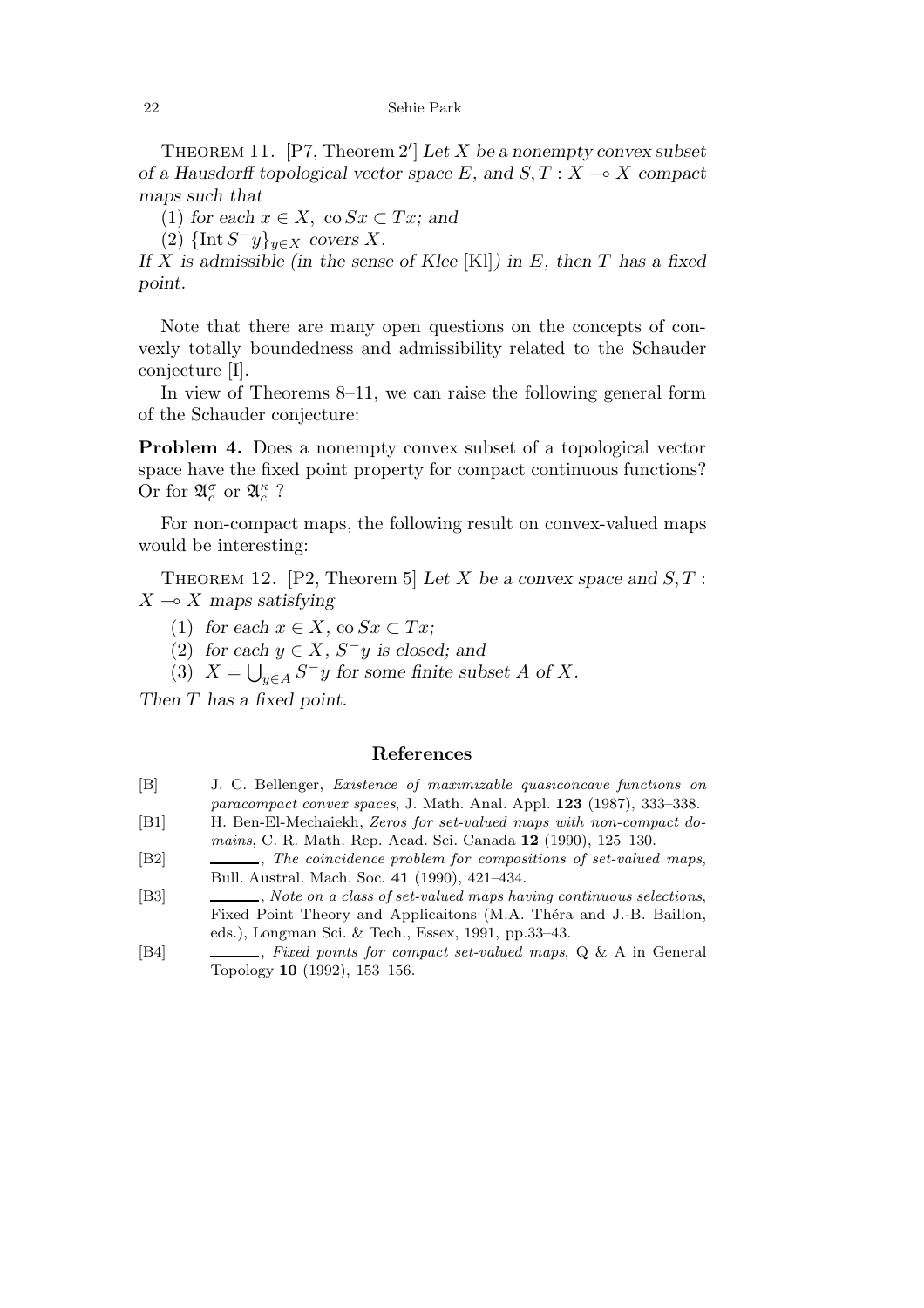Theorem 11. [P7, Theorem 2′] *Let $X$ be a nonempty convex subset of a Hausdorff topological vector space $E$, and $S, T : X \multimap X$ compact maps such that*

(1) *for each $x \in X$, $\operatorname{co} Sx \subset Tx$; and*

(2) *$\{\operatorname{Int} S^{-}y\}_{y \in X}$ covers $X$.*

*If $X$ is admissible (in the sense of Klee [Kl]) in $E$, then $T$ has a fixed point.*

Note that there are many open questions on the concepts of convexly totally boundedness and admissibility related to the Schauder conjecture [I].

In view of Theorems 8–11, we can raise the following general form of the Schauder conjecture:

**Problem 4.** Does a nonempty convex subset of a topological vector space have the fixed point property for compact continuous functions? Or for $\mathfrak{A}_c^{\sigma}$ or $\mathfrak{A}_c^{\kappa}$ ?

For non-compact maps, the following result on convex-valued maps would be interesting:

Theorem 12. [P2, Theorem 5] *Let $X$ be a convex space and $S, T : X \multimap X$ maps satisfying*

(1) *for each $x \in X$, $\operatorname{co} Sx \subset Tx$;*

(2) *for each $y \in X$, $S^{-}y$ is closed; and*

(3) *$X = \bigcup_{y \in A} S^{-}y$ for some finite subset $A$ of $X$.*

*Then $T$ has a fixed point.*

## References

[B] J. C. Bellenger, *Existence of maximizable quasiconcave functions on paracompact convex spaces*, J. Math. Anal. Appl. **123** (1987), 333–338.

[B1] H. Ben-El-Mechaiekh, *Zeros for set-valued maps with non-compact domains*, C. R. Math. Rep. Acad. Sci. Canada **12** (1990), 125–130.

[B2] ______, *The coincidence problem for compositions of set-valued maps*, Bull. Austral. Mach. Soc. **41** (1990), 421–434.

[B3] ______, *Note on a class of set-valued maps having continuous selections*, Fixed Point Theory and Applicaitons (M.A. Théra and J.-B. Baillon, eds.), Longman Sci. & Tech., Essex, 1991, pp.33–43.

[B4] ______, *Fixed points for compact set-valued maps*, Q & A in General Topology **10** (1992), 153–156.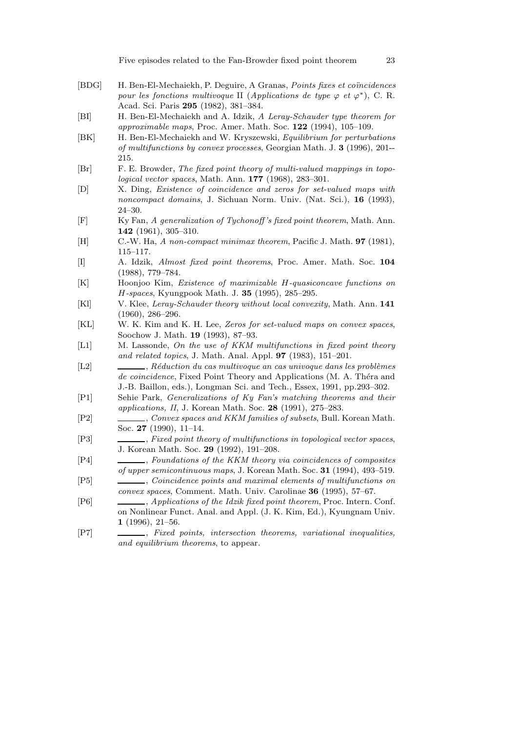[BDG] H. Ben-El-Mechaiekh, P. Deguire, A Granas, *Points fixes et coïncidences pour les fonctions multivoque* II (*Applications de type $\varphi$ et $\varphi^*$*), C. R. Acad. Sci. Paris **295** (1982), 381–384.

[BI] H. Ben-El-Mechaiekh and A. Idzik, *A Leray-Schauder type theorem for approximable maps*, Proc. Amer. Math. Soc. **122** (1994), 105–109.

[BK] H. Ben-El-Mechaiekh and W. Kryszewski, *Equilibrium for perturbations of multifunctions by convex processes*, Georgian Math. J. **3** (1996), 201--215.

[Br] F. E. Browder, *The fixed point theory of multi-valued mappings in topological vector spaces*, Math. Ann. **177** (1968), 283–301.

[D] X. Ding, *Existence of coincidence and zeros for set-valued maps with noncompact domains*, J. Sichuan Norm. Univ. (Nat. Sci.), **16** (1993), 24–30.

[F] Ky Fan, *A generalization of Tychonoff's fixed point theorem*, Math. Ann. **142** (1961), 305–310.

[H] C.-W. Ha, *A non-compact minimax theorem*, Pacific J. Math. **97** (1981), 115–117.

[I] A. Idzik, *Almost fixed point theorems*, Proc. Amer. Math. Soc. **104** (1988), 779–784.

[K] Hoonjoo Kim, *Existence of maximizable $H$-quasiconcave functions on $H$-spaces*, Kyungpook Math. J. **35** (1995), 285–295.

[Kl] V. Klee, *Leray-Schauder theory without local convexity*, Math. Ann. **141** (1960), 286–296.

[KL] W. K. Kim and K. H. Lee, *Zeros for set-valued maps on convex spaces*, Soochow J. Math. **19** (1993), 87–93.

[L1] M. Lassonde, *On the use of KKM multifunctions in fixed point theory and related topics*, J. Math. Anal. Appl. **97** (1983), 151–201.

[L2] ______, *Réduction du cas multivoque an cas univoque dans les problèmes de coincidence*, Fixed Point Theory and Applications (M. A. Théra and J.-B. Baillon, eds.), Longman Sci. and Tech., Essex, 1991, pp.293–302.

[P1] Sehie Park, *Generalizations of Ky Fan's matching theorems and their applications, II*, J. Korean Math. Soc. **28** (1991), 275–283.

[P2] ______, *Convex spaces and KKM families of subsets*, Bull. Korean Math. Soc. **27** (1990), 11–14.

[P3] ______, *Fixed point theory of multifunctions in topological vector spaces*, J. Korean Math. Soc. **29** (1992), 191–208.

[P4] ______, *Foundations of the KKM theory via coincidences of composites of upper semicontinuous maps*, J. Korean Math. Soc. **31** (1994), 493–519.

[P5] ______, *Coincidence points and maximal elements of multifunctions on convex spaces*, Comment. Math. Univ. Carolinae **36** (1995), 57–67.

[P6] ______, *Applications of the Idzik fixed point theorem*, Proc. Intern. Conf. on Nonlinear Funct. Anal. and Appl. (J. K. Kim, Ed.), Kyungnam Univ. **1** (1996), 21–56.

[P7] ______, *Fixed points, intersection theorems, variational inequalities, and equilibrium theorems*, to appear.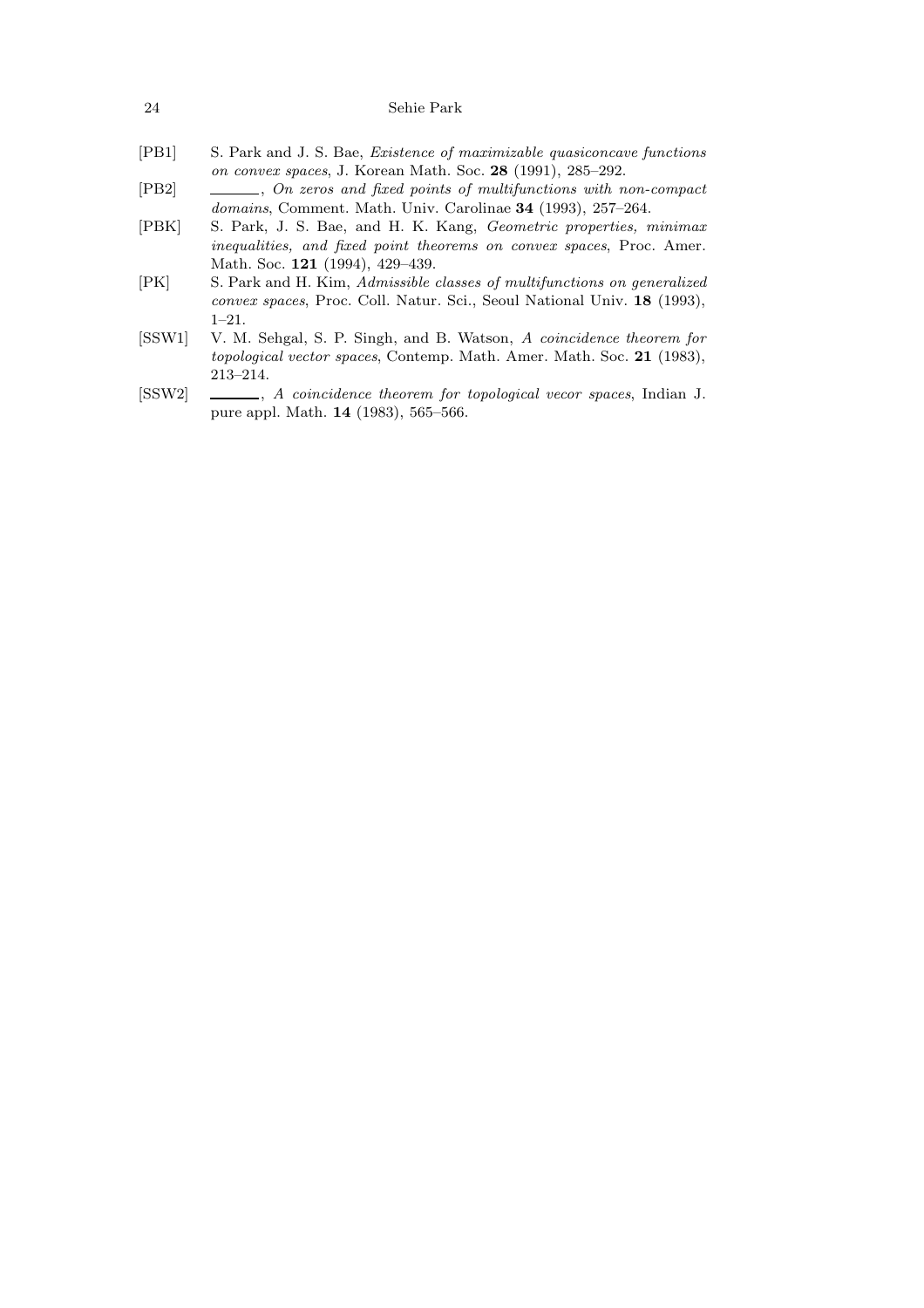[PB1] S. Park and J. S. Bae, *Existence of maximizable quasiconcave functions on convex spaces*, J. Korean Math. Soc. **28** (1991), 285–292.

[PB2] ______, *On zeros and fixed points of multifunctions with non-compact domains*, Comment. Math. Univ. Carolinae **34** (1993), 257–264.

[PBK] S. Park, J. S. Bae, and H. K. Kang, *Geometric properties, minimax inequalities, and fixed point theorems on convex spaces*, Proc. Amer. Math. Soc. **121** (1994), 429–439.

[PK] S. Park and H. Kim, *Admissible classes of multifunctions on generalized convex spaces*, Proc. Coll. Natur. Sci., Seoul National Univ. **18** (1993), 1–21.

[SSW1] V. M. Sehgal, S. P. Singh, and B. Watson, *A coincidence theorem for topological vector spaces*, Contemp. Math. Amer. Math. Soc. **21** (1983), 213–214.

[SSW2] ______, *A coincidence theorem for topological vecor spaces*, Indian J. pure appl. Math. **14** (1983), 565–566.